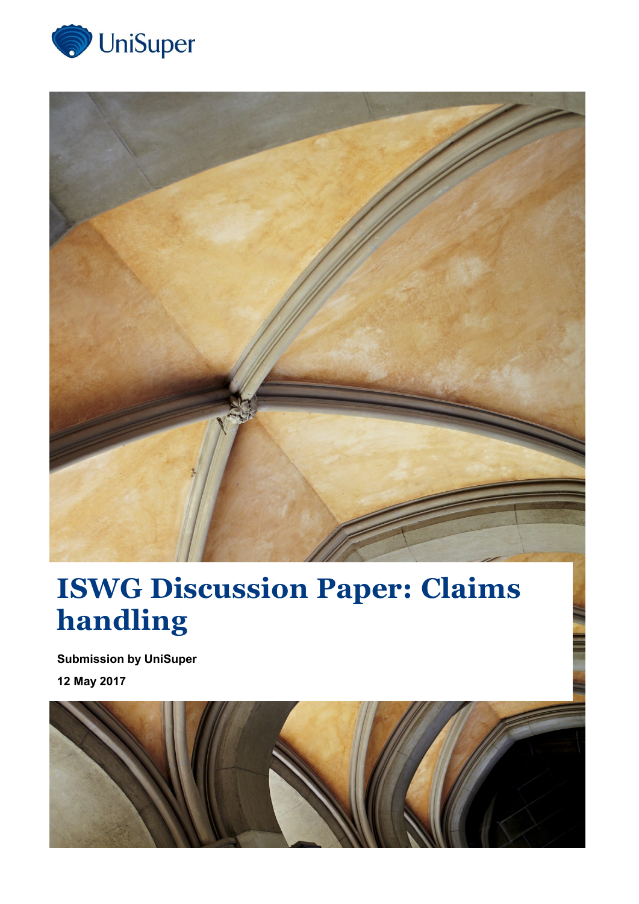UniSuper

# ISWG Discussion Paper: Claims handling

**Submission by UniSuper**

**12 May 2017**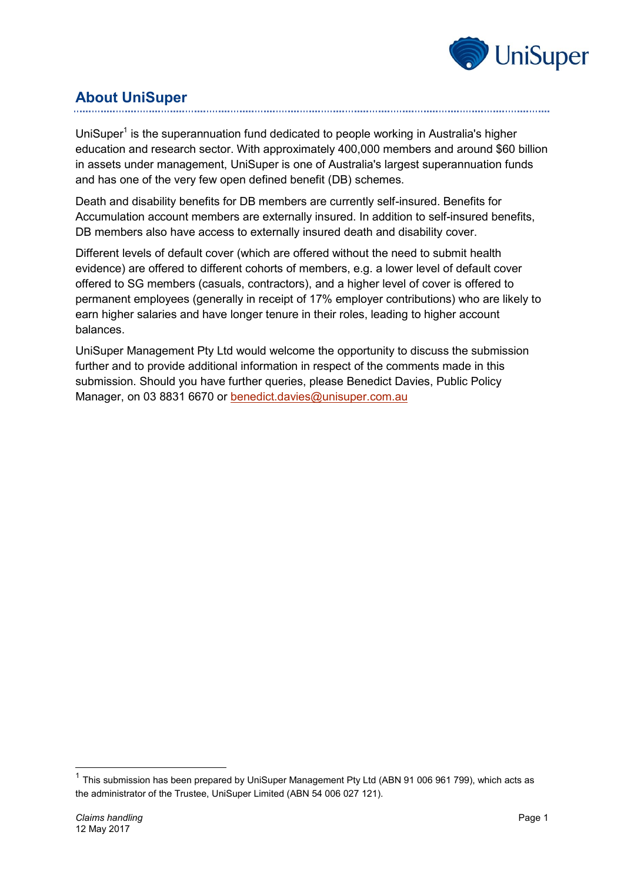## About UniSuper

UniSuper[1] is the superannuation fund dedicated to people working in Australia's higher education and research sector. With approximately 400,000 members and around $60 billion in assets under management, UniSuper is one of Australia's largest superannuation funds and has one of the very few open defined benefit (DB) schemes.

Death and disability benefits for DB members are currently self-insured. Benefits for Accumulation account members are externally insured. In addition to self-insured benefits, DB members also have access to externally insured death and disability cover.

Different levels of default cover (which are offered without the need to submit health evidence) are offered to different cohorts of members, e.g. a lower level of default cover offered to SG members (casuals, contractors), and a higher level of cover is offered to permanent employees (generally in receipt of 17% employer contributions) who are likely to earn higher salaries and have longer tenure in their roles, leading to higher account balances.

UniSuper Management Pty Ltd would welcome the opportunity to discuss the submission further and to provide additional information in respect of the comments made in this submission. Should you have further queries, please Benedict Davies, Public Policy Manager, on 03 8831 6670 or benedict.davies@unisuper.com.au

[1] This submission has been prepared by UniSuper Management Pty Ltd (ABN 91 006 961 799), which acts as the administrator of the Trustee, UniSuper Limited (ABN 54 006 027 121).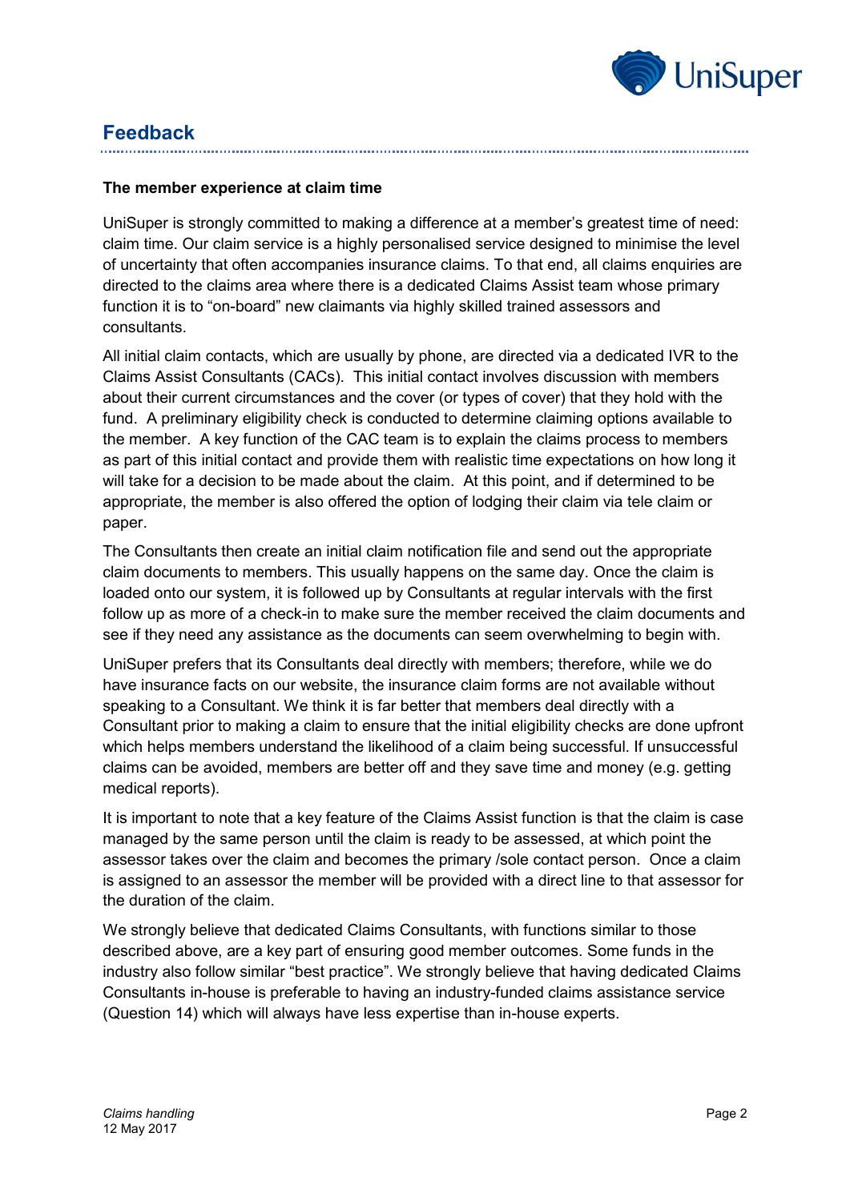## Feedback

### The member experience at claim time

UniSuper is strongly committed to making a difference at a member's greatest time of need: claim time. Our claim service is a highly personalised service designed to minimise the level of uncertainty that often accompanies insurance claims. To that end, all claims enquiries are directed to the claims area where there is a dedicated Claims Assist team whose primary function it is to "on-board" new claimants via highly skilled trained assessors and consultants.

All initial claim contacts, which are usually by phone, are directed via a dedicated IVR to the Claims Assist Consultants (CACs). This initial contact involves discussion with members about their current circumstances and the cover (or types of cover) that they hold with the fund. A preliminary eligibility check is conducted to determine claiming options available to the member. A key function of the CAC team is to explain the claims process to members as part of this initial contact and provide them with realistic time expectations on how long it will take for a decision to be made about the claim. At this point, and if determined to be appropriate, the member is also offered the option of lodging their claim via tele claim or paper.

The Consultants then create an initial claim notification file and send out the appropriate claim documents to members. This usually happens on the same day. Once the claim is loaded onto our system, it is followed up by Consultants at regular intervals with the first follow up as more of a check-in to make sure the member received the claim documents and see if they need any assistance as the documents can seem overwhelming to begin with.

UniSuper prefers that its Consultants deal directly with members; therefore, while we do have insurance facts on our website, the insurance claim forms are not available without speaking to a Consultant. We think it is far better that members deal directly with a Consultant prior to making a claim to ensure that the initial eligibility checks are done upfront which helps members understand the likelihood of a claim being successful. If unsuccessful claims can be avoided, members are better off and they save time and money (e.g. getting medical reports).

It is important to note that a key feature of the Claims Assist function is that the claim is case managed by the same person until the claim is ready to be assessed, at which point the assessor takes over the claim and becomes the primary /sole contact person. Once a claim is assigned to an assessor the member will be provided with a direct line to that assessor for the duration of the claim.

We strongly believe that dedicated Claims Consultants, with functions similar to those described above, are a key part of ensuring good member outcomes. Some funds in the industry also follow similar "best practice". We strongly believe that having dedicated Claims Consultants in-house is preferable to having an industry-funded claims assistance service (Question 14) which will always have less expertise than in-house experts.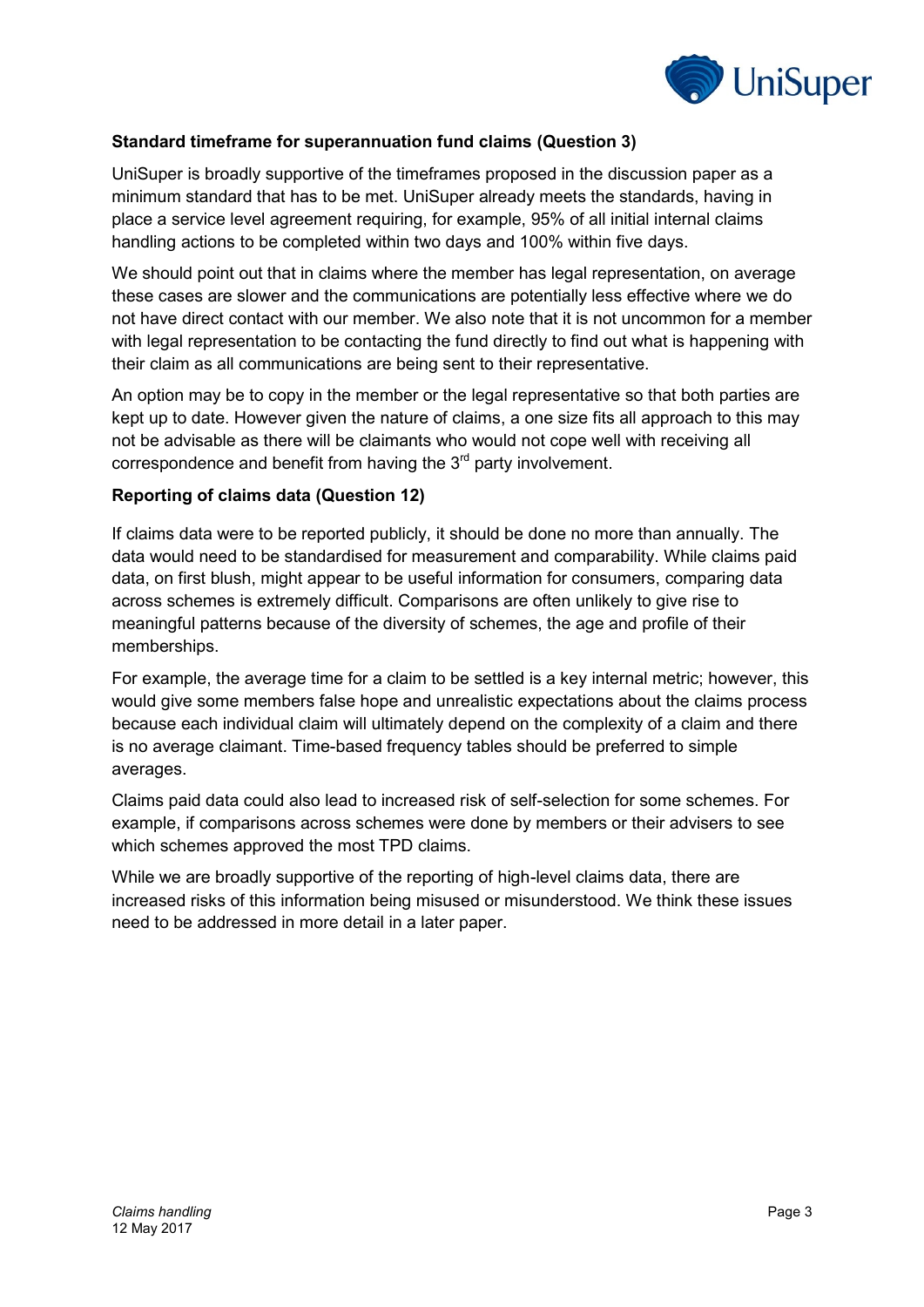**Standard timeframe for superannuation fund claims (Question 3)**

UniSuper is broadly supportive of the timeframes proposed in the discussion paper as a minimum standard that has to be met. UniSuper already meets the standards, having in place a service level agreement requiring, for example, 95% of all initial internal claims handling actions to be completed within two days and 100% within five days.

We should point out that in claims where the member has legal representation, on average these cases are slower and the communications are potentially less effective where we do not have direct contact with our member. We also note that it is not uncommon for a member with legal representation to be contacting the fund directly to find out what is happening with their claim as all communications are being sent to their representative.

An option may be to copy in the member or the legal representative so that both parties are kept up to date. However given the nature of claims, a one size fits all approach to this may not be advisable as there will be claimants who would not cope well with receiving all correspondence and benefit from having the 3rd party involvement.

**Reporting of claims data (Question 12)**

If claims data were to be reported publicly, it should be done no more than annually. The data would need to be standardised for measurement and comparability. While claims paid data, on first blush, might appear to be useful information for consumers, comparing data across schemes is extremely difficult. Comparisons are often unlikely to give rise to meaningful patterns because of the diversity of schemes, the age and profile of their memberships.

For example, the average time for a claim to be settled is a key internal metric; however, this would give some members false hope and unrealistic expectations about the claims process because each individual claim will ultimately depend on the complexity of a claim and there is no average claimant. Time-based frequency tables should be preferred to simple averages.

Claims paid data could also lead to increased risk of self-selection for some schemes. For example, if comparisons across schemes were done by members or their advisers to see which schemes approved the most TPD claims.

While we are broadly supportive of the reporting of high-level claims data, there are increased risks of this information being misused or misunderstood. We think these issues need to be addressed in more detail in a later paper.